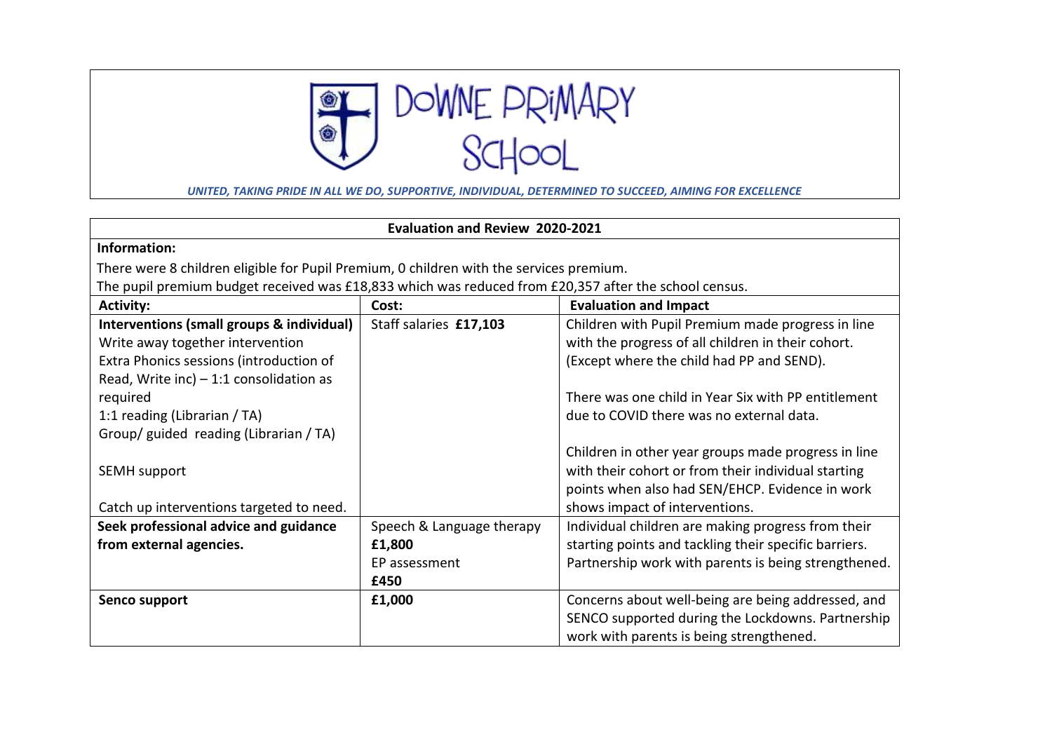# DOWNE PRIMARY SCHOOL

***UNITED, TAKING PRIDE IN ALL WE DO, SUPPORTIVE, INDIVIDUAL, DETERMINED TO SUCCEED, AIMING FOR EXCELLENCE***

## Evaluation and Review 2020-2021

**Information:**

There were 8 children eligible for Pupil Premium, 0 children with the services premium.

The pupil premium budget received was £18,833 which was reduced from £20,357 after the school census.

| Activity: | Cost: | Evaluation and Impact |
| --- | --- | --- |
| **Interventions (small groups & individual)**<br>Write away together intervention<br>Extra Phonics sessions (introduction of Read, Write inc) – 1:1 consolidation as required<br>1:1 reading (Librarian / TA)<br>Group/ guided reading (Librarian / TA)<br><br>SEMH support<br><br>Catch up interventions targeted to need. | Staff salaries **£17,103** | Children with Pupil Premium made progress in line with the progress of all children in their cohort. (Except where the child had PP and SEND).<br><br>There was one child in Year Six with PP entitlement due to COVID there was no external data.<br><br>Children in other year groups made progress in line with their cohort or from their individual starting points when also had SEN/EHCP. Evidence in work shows impact of interventions. |
| **Seek professional advice and guidance from external agencies.** | Speech & Language therapy **£1,800**<br>EP assessment **£450** | Individual children are making progress from their starting points and tackling their specific barriers. Partnership work with parents is being strengthened. |
| **Senco support** | **£1,000** | Concerns about well-being are being addressed, and SENCO supported during the Lockdowns. Partnership work with parents is being strengthened. |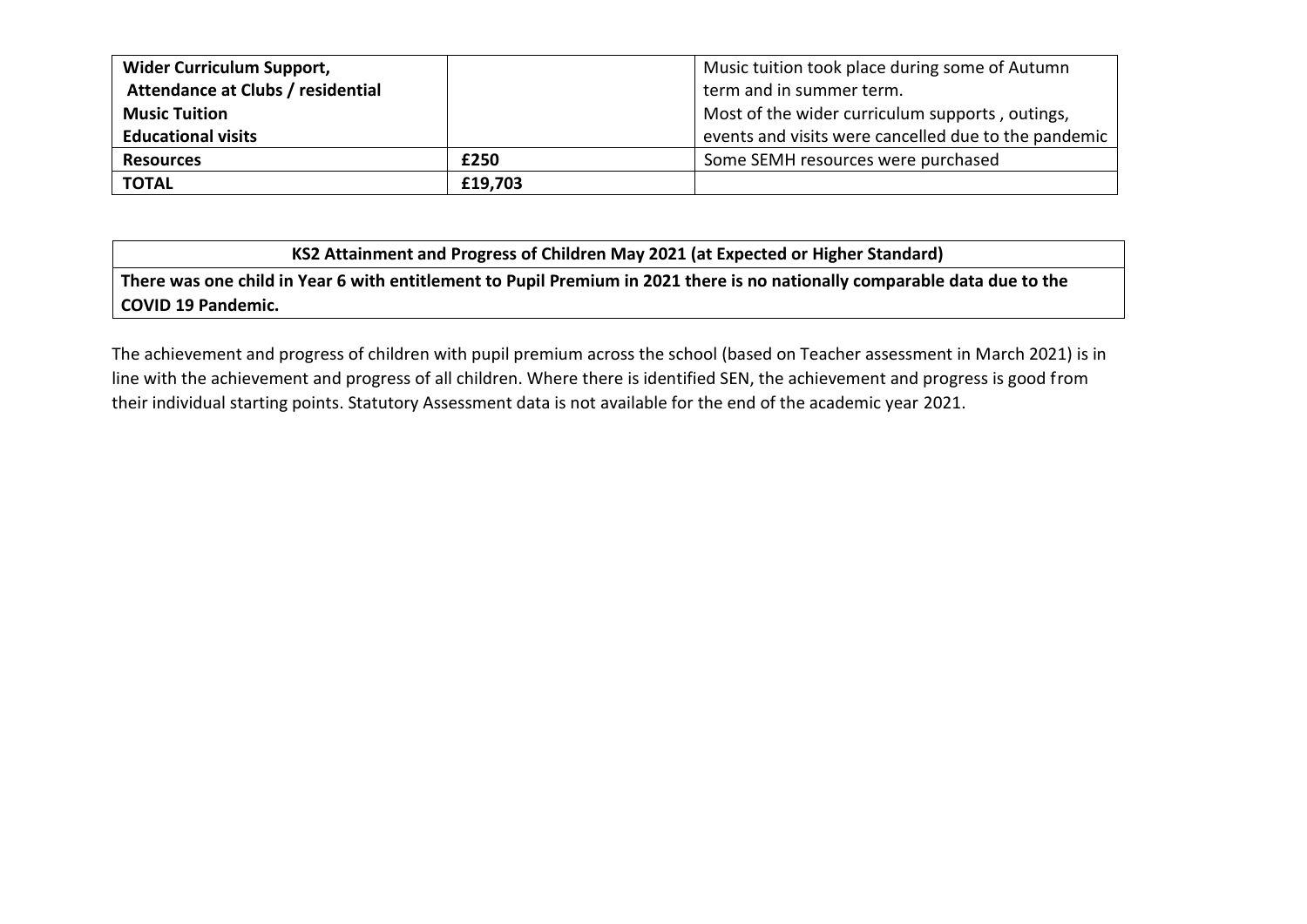| | | |
|---|---|---|
| **Wider Curriculum Support,**<br>**Attendance at Clubs / residential**<br>**Music Tuition**<br>**Educational visits** | | Music tuition took place during some of Autumn term and in summer term.<br>Most of the wider curriculum supports , outings, events and visits were cancelled due to the pandemic |
| **Resources** | **£250** | Some SEMH resources were purchased |
| **TOTAL** | **£19,703** | |

| **KS2 Attainment and Progress of Children May 2021 (at Expected or Higher Standard)** |
|---|
| **There was one child in Year 6 with entitlement to Pupil Premium in 2021 there is no nationally comparable data due to the COVID 19 Pandemic.** |

The achievement and progress of children with pupil premium across the school (based on Teacher assessment in March 2021) is in line with the achievement and progress of all children. Where there is identified SEN, the achievement and progress is good from their individual starting points. Statutory Assessment data is not available for the end of the academic year 2021.